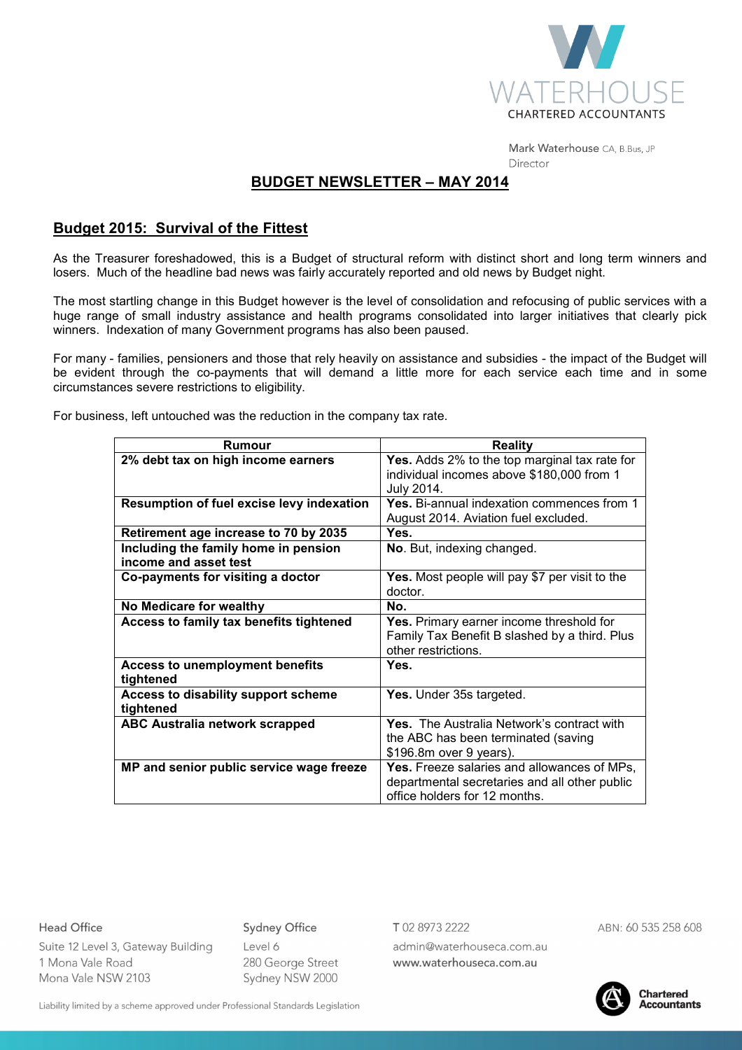WATERHOUSE
CHARTERED ACCOUNTANTS

Mark Waterhouse CA, B.Bus, JP
Director

# BUDGET NEWSLETTER – MAY 2014

## Budget 2015: Survival of the Fittest

As the Treasurer foreshadowed, this is a Budget of structural reform with distinct short and long term winners and losers. Much of the headline bad news was fairly accurately reported and old news by Budget night.

The most startling change in this Budget however is the level of consolidation and refocusing of public services with a huge range of small industry assistance and health programs consolidated into larger initiatives that clearly pick winners. Indexation of many Government programs has also been paused.

For many - families, pensioners and those that rely heavily on assistance and subsidies - the impact of the Budget will be evident through the co-payments that will demand a little more for each service each time and in some circumstances severe restrictions to eligibility.

For business, left untouched was the reduction in the company tax rate.

| Rumour | Reality |
|---|---|
| **2% debt tax on high income earners** | **Yes.** Adds 2% to the top marginal tax rate for individual incomes above $180,000 from 1 July 2014. |
| **Resumption of fuel excise levy indexation** | **Yes.** Bi-annual indexation commences from 1 August 2014. Aviation fuel excluded. |
| **Retirement age increase to 70 by 2035** | **Yes.** |
| **Including the family home in pension income and asset test** | **No**. But, indexing changed. |
| **Co-payments for visiting a doctor** | **Yes.** Most people will pay $7 per visit to the doctor. |
| **No Medicare for wealthy** | **No.** |
| **Access to family tax benefits tightened** | **Yes.** Primary earner income threshold for Family Tax Benefit B slashed by a third. Plus other restrictions. |
| **Access to unemployment benefits tightened** | **Yes.** |
| **Access to disability support scheme tightened** | **Yes.** Under 35s targeted. |
| **ABC Australia network scrapped** | **Yes.** The Australia Network's contract with the ABC has been terminated (saving $196.8m over 9 years). |
| **MP and senior public service wage freeze** | **Yes.** Freeze salaries and allowances of MPs, departmental secretaries and all other public office holders for 12 months. |

Head Office
Suite 12 Level 3, Gateway Building
1 Mona Vale Road
Mona Vale NSW 2103

Sydney Office
Level 6
280 George Street
Sydney NSW 2000

T 02 8973 2222
admin@waterhouseca.com.au
www.waterhouseca.com.au

ABN: 60 535 258 608

Chartered Accountants

Liability limited by a scheme approved under Professional Standards Legislation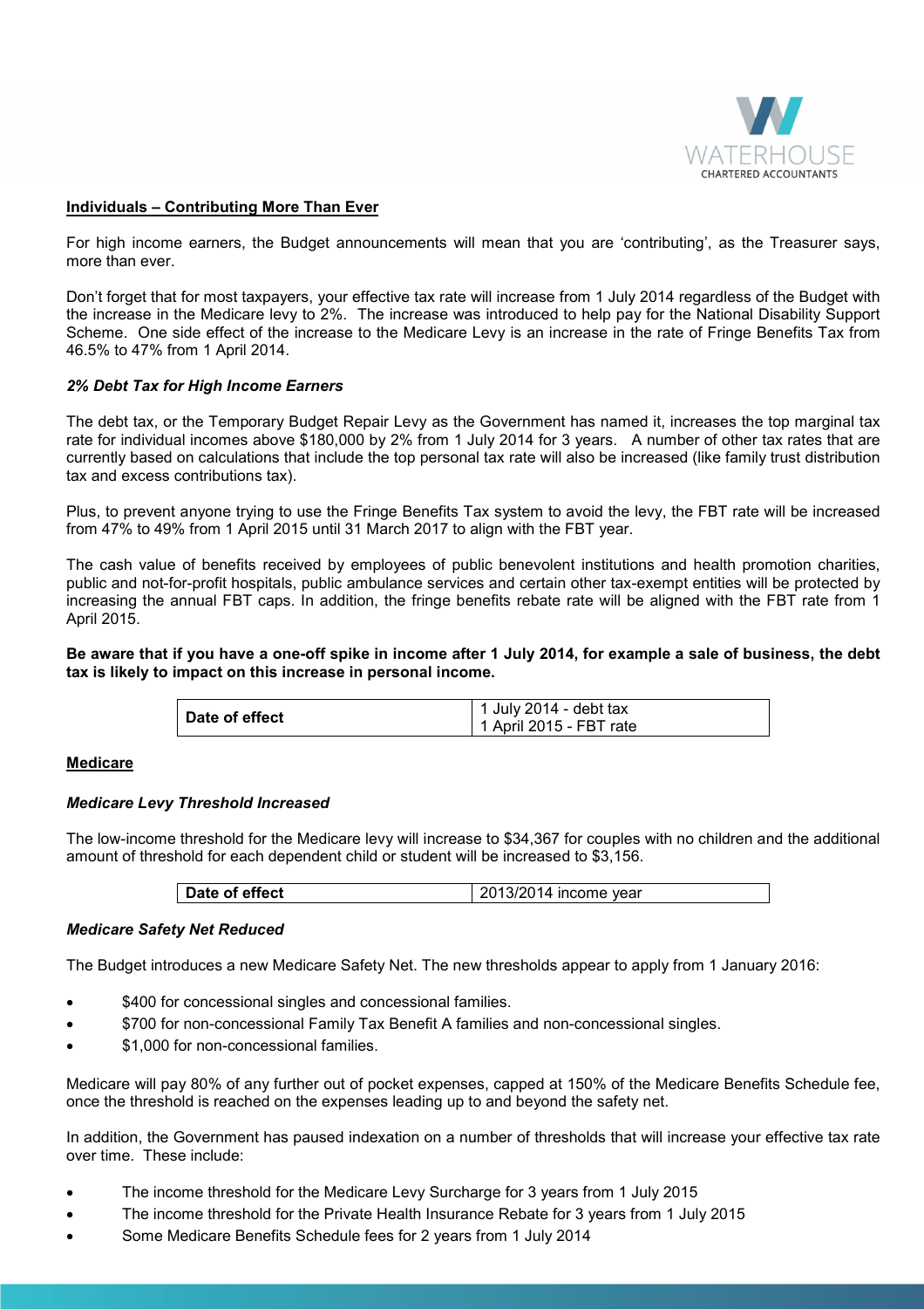## Individuals – Contributing More Than Ever

For high income earners, the Budget announcements will mean that you are 'contributing', as the Treasurer says, more than ever.

Don't forget that for most taxpayers, your effective tax rate will increase from 1 July 2014 regardless of the Budget with the increase in the Medicare levy to 2%. The increase was introduced to help pay for the National Disability Support Scheme. One side effect of the increase to the Medicare Levy is an increase in the rate of Fringe Benefits Tax from 46.5% to 47% from 1 April 2014.

### *2% Debt Tax for High Income Earners*

The debt tax, or the Temporary Budget Repair Levy as the Government has named it, increases the top marginal tax rate for individual incomes above $180,000 by 2% from 1 July 2014 for 3 years. A number of other tax rates that are currently based on calculations that include the top personal tax rate will also be increased (like family trust distribution tax and excess contributions tax).

Plus, to prevent anyone trying to use the Fringe Benefits Tax system to avoid the levy, the FBT rate will be increased from 47% to 49% from 1 April 2015 until 31 March 2017 to align with the FBT year.

The cash value of benefits received by employees of public benevolent institutions and health promotion charities, public and not-for-profit hospitals, public ambulance services and certain other tax-exempt entities will be protected by increasing the annual FBT caps. In addition, the fringe benefits rebate rate will be aligned with the FBT rate from 1 April 2015.

**Be aware that if you have a one-off spike in income after 1 July 2014, for example a sale of business, the debt tax is likely to impact on this increase in personal income.**

| **Date of effect** | 1 July 2014 - debt tax<br>1 April 2015 - FBT rate |
|---|---|

## Medicare

### *Medicare Levy Threshold Increased*

The low-income threshold for the Medicare levy will increase to $34,367 for couples with no children and the additional amount of threshold for each dependent child or student will be increased to $3,156.

| **Date of effect** | 2013/2014 income year |
|---|---|

### *Medicare Safety Net Reduced*

The Budget introduces a new Medicare Safety Net. The new thresholds appear to apply from 1 January 2016:

- $400 for concessional singles and concessional families.
- $700 for non-concessional Family Tax Benefit A families and non-concessional singles.
- $1,000 for non-concessional families.

Medicare will pay 80% of any further out of pocket expenses, capped at 150% of the Medicare Benefits Schedule fee, once the threshold is reached on the expenses leading up to and beyond the safety net.

In addition, the Government has paused indexation on a number of thresholds that will increase your effective tax rate over time. These include:

- The income threshold for the Medicare Levy Surcharge for 3 years from 1 July 2015
- The income threshold for the Private Health Insurance Rebate for 3 years from 1 July 2015
- Some Medicare Benefits Schedule fees for 2 years from 1 July 2014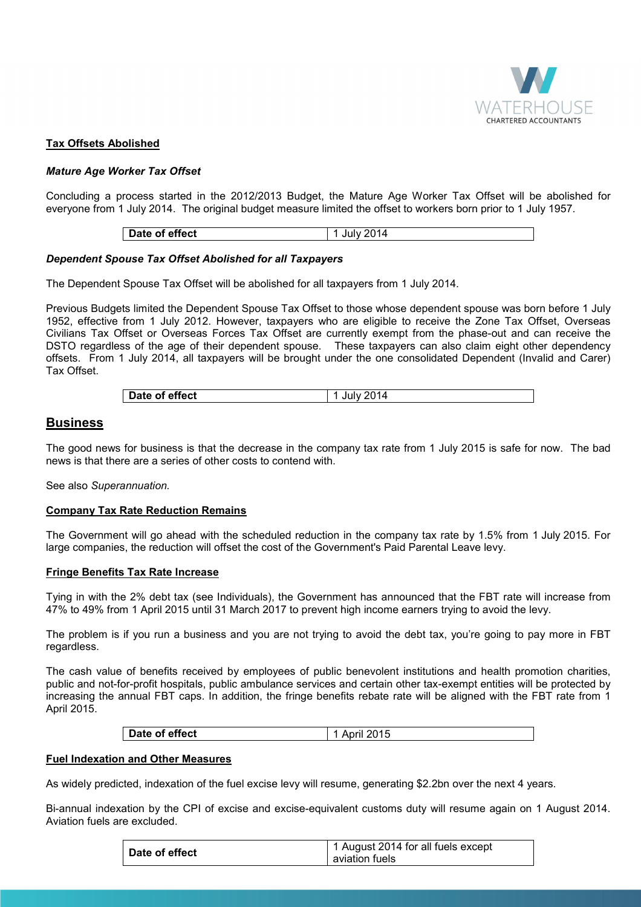**Tax Offsets Abolished**

***Mature Age Worker Tax Offset***

Concluding a process started in the 2012/2013 Budget, the Mature Age Worker Tax Offset will be abolished for everyone from 1 July 2014. The original budget measure limited the offset to workers born prior to 1 July 1957.

| **Date of effect** | 1 July 2014 |
|---|---|

***Dependent Spouse Tax Offset Abolished for all Taxpayers***

The Dependent Spouse Tax Offset will be abolished for all taxpayers from 1 July 2014.

Previous Budgets limited the Dependent Spouse Tax Offset to those whose dependent spouse was born before 1 July 1952, effective from 1 July 2012. However, taxpayers who are eligible to receive the Zone Tax Offset, Overseas Civilians Tax Offset or Overseas Forces Tax Offset are currently exempt from the phase-out and can receive the DSTO regardless of the age of their dependent spouse. These taxpayers can also claim eight other dependency offsets. From 1 July 2014, all taxpayers will be brought under the one consolidated Dependent (Invalid and Carer) Tax Offset.

| **Date of effect** | 1 July 2014 |
|---|---|

## Business

The good news for business is that the decrease in the company tax rate from 1 July 2015 is safe for now. The bad news is that there are a series of other costs to contend with.

See also *Superannuation.*

**Company Tax Rate Reduction Remains**

The Government will go ahead with the scheduled reduction in the company tax rate by 1.5% from 1 July 2015. For large companies, the reduction will offset the cost of the Government's Paid Parental Leave levy.

**Fringe Benefits Tax Rate Increase**

Tying in with the 2% debt tax (see Individuals), the Government has announced that the FBT rate will increase from 47% to 49% from 1 April 2015 until 31 March 2017 to prevent high income earners trying to avoid the levy.

The problem is if you run a business and you are not trying to avoid the debt tax, you're going to pay more in FBT regardless.

The cash value of benefits received by employees of public benevolent institutions and health promotion charities, public and not-for-profit hospitals, public ambulance services and certain other tax-exempt entities will be protected by increasing the annual FBT caps. In addition, the fringe benefits rebate rate will be aligned with the FBT rate from 1 April 2015.

| **Date of effect** | 1 April 2015 |
|---|---|

**Fuel Indexation and Other Measures**

As widely predicted, indexation of the fuel excise levy will resume, generating $2.2bn over the next 4 years.

Bi-annual indexation by the CPI of excise and excise-equivalent customs duty will resume again on 1 August 2014. Aviation fuels are excluded.

| **Date of effect** | 1 August 2014 for all fuels except aviation fuels |
|---|---|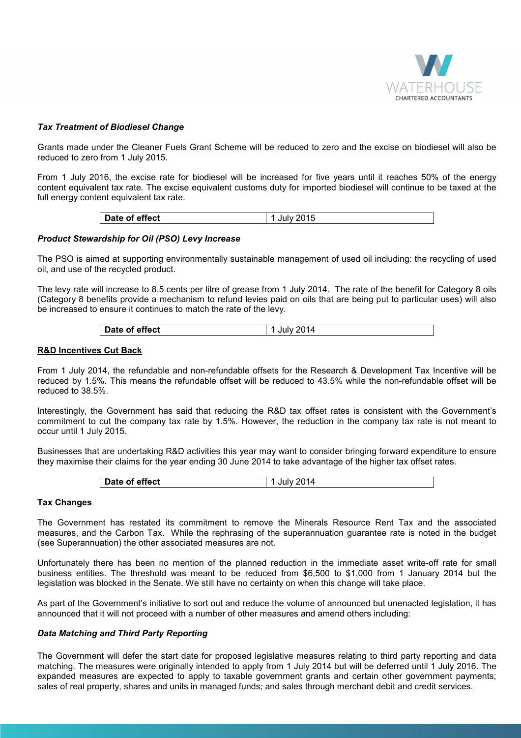### *Tax Treatment of Biodiesel Change*

Grants made under the Cleaner Fuels Grant Scheme will be reduced to zero and the excise on biodiesel will also be reduced to zero from 1 July 2015.

From 1 July 2016, the excise rate for biodiesel will be increased for five years until it reaches 50% of the energy content equivalent tax rate. The excise equivalent customs duty for imported biodiesel will continue to be taxed at the full energy content equivalent tax rate.

| **Date of effect** | 1 July 2015 |
|---|---|

### *Product Stewardship for Oil (PSO) Levy Increase*

The PSO is aimed at supporting environmentally sustainable management of used oil including: the recycling of used oil, and use of the recycled product.

The levy rate will increase to 8.5 cents per litre of grease from 1 July 2014. The rate of the benefit for Category 8 oils (Category 8 benefits provide a mechanism to refund levies paid on oils that are being put to particular uses) will also be increased to ensure it continues to match the rate of the levy.

| **Date of effect** | 1 July 2014 |
|---|---|

## R&D Incentives Cut Back

From 1 July 2014, the refundable and non-refundable offsets for the Research & Development Tax Incentive will be reduced by 1.5%. This means the refundable offset will be reduced to 43.5% while the non-refundable offset will be reduced to 38.5%.

Interestingly, the Government has said that reducing the R&D tax offset rates is consistent with the Government's commitment to cut the company tax rate by 1.5%. However, the reduction in the company tax rate is not meant to occur until 1 July 2015.

Businesses that are undertaking R&D activities this year may want to consider bringing forward expenditure to ensure they maximise their claims for the year ending 30 June 2014 to take advantage of the higher tax offset rates.

| **Date of effect** | 1 July 2014 |
|---|---|

## Tax Changes

The Government has restated its commitment to remove the Minerals Resource Rent Tax and the associated measures, and the Carbon Tax. While the rephrasing of the superannuation guarantee rate is noted in the budget (see Superannuation) the other associated measures are not.

Unfortunately there has been no mention of the planned reduction in the immediate asset write-off rate for small business entities. The threshold was meant to be reduced from $6,500 to $1,000 from 1 January 2014 but the legislation was blocked in the Senate. We still have no certainty on when this change will take place.

As part of the Government's initiative to sort out and reduce the volume of announced but unenacted legislation, it has announced that it will not proceed with a number of other measures and amend others including:

### *Data Matching and Third Party Reporting*

The Government will defer the start date for proposed legislative measures relating to third party reporting and data matching. The measures were originally intended to apply from 1 July 2014 but will be deferred until 1 July 2016. The expanded measures are expected to apply to taxable government grants and certain other government payments; sales of real property, shares and units in managed funds; and sales through merchant debit and credit services.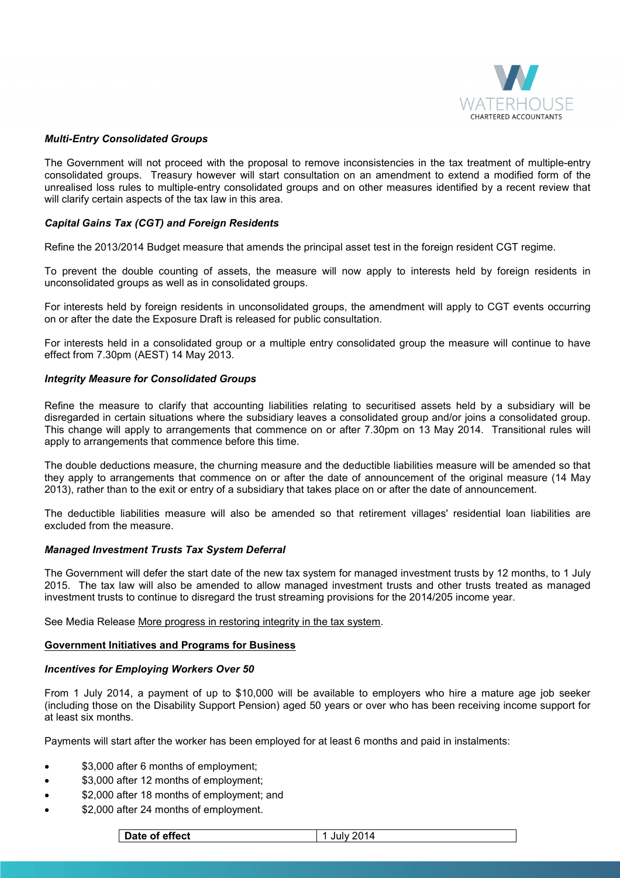***Multi-Entry Consolidated Groups***

The Government will not proceed with the proposal to remove inconsistencies in the tax treatment of multiple-entry consolidated groups. Treasury however will start consultation on an amendment to extend a modified form of the unrealised loss rules to multiple-entry consolidated groups and on other measures identified by a recent review that will clarify certain aspects of the tax law in this area.

***Capital Gains Tax (CGT) and Foreign Residents***

Refine the 2013/2014 Budget measure that amends the principal asset test in the foreign resident CGT regime.

To prevent the double counting of assets, the measure will now apply to interests held by foreign residents in unconsolidated groups as well as in consolidated groups.

For interests held by foreign residents in unconsolidated groups, the amendment will apply to CGT events occurring on or after the date the Exposure Draft is released for public consultation.

For interests held in a consolidated group or a multiple entry consolidated group the measure will continue to have effect from 7.30pm (AEST) 14 May 2013.

***Integrity Measure for Consolidated Groups***

Refine the measure to clarify that accounting liabilities relating to securitised assets held by a subsidiary will be disregarded in certain situations where the subsidiary leaves a consolidated group and/or joins a consolidated group. This change will apply to arrangements that commence on or after 7.30pm on 13 May 2014. Transitional rules will apply to arrangements that commence before this time.

The double deductions measure, the churning measure and the deductible liabilities measure will be amended so that they apply to arrangements that commence on or after the date of announcement of the original measure (14 May 2013), rather than to the exit or entry of a subsidiary that takes place on or after the date of announcement.

The deductible liabilities measure will also be amended so that retirement villages' residential loan liabilities are excluded from the measure.

***Managed Investment Trusts Tax System Deferral***

The Government will defer the start date of the new tax system for managed investment trusts by 12 months, to 1 July 2015. The tax law will also be amended to allow managed investment trusts and other trusts treated as managed investment trusts to continue to disregard the trust streaming provisions for the 2014/205 income year.

See Media Release More progress in restoring integrity in the tax system.

## Government Initiatives and Programs for Business

***Incentives for Employing Workers Over 50***

From 1 July 2014, a payment of up to $10,000 will be available to employers who hire a mature age job seeker (including those on the Disability Support Pension) aged 50 years or over who has been receiving income support for at least six months.

Payments will start after the worker has been employed for at least 6 months and paid in instalments:

- $3,000 after 6 months of employment;
- $3,000 after 12 months of employment;
- $2,000 after 18 months of employment; and
- $2,000 after 24 months of employment.

| **Date of effect** | 1 July 2014 |
|---|---|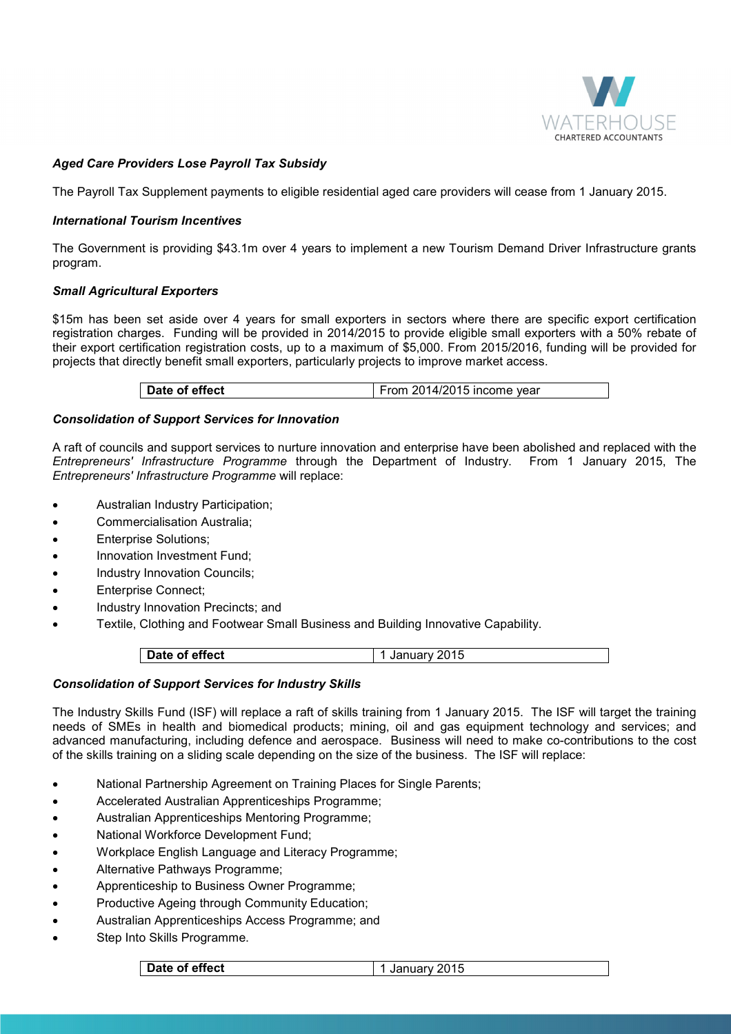### *Aged Care Providers Lose Payroll Tax Subsidy*

The Payroll Tax Supplement payments to eligible residential aged care providers will cease from 1 January 2015.

### *International Tourism Incentives*

The Government is providing $43.1m over 4 years to implement a new Tourism Demand Driver Infrastructure grants program.

### *Small Agricultural Exporters*

$15m has been set aside over 4 years for small exporters in sectors where there are specific export certification registration charges. Funding will be provided in 2014/2015 to provide eligible small exporters with a 50% rebate of their export certification registration costs, up to a maximum of $5,000. From 2015/2016, funding will be provided for projects that directly benefit small exporters, particularly projects to improve market access.

| **Date of effect** | From 2014/2015 income year |
|---|---|

### *Consolidation of Support Services for Innovation*

A raft of councils and support services to nurture innovation and enterprise have been abolished and replaced with the *Entrepreneurs' Infrastructure Programme* through the Department of Industry. From 1 January 2015, The *Entrepreneurs' Infrastructure Programme* will replace:

- Australian Industry Participation;
- Commercialisation Australia;
- Enterprise Solutions;
- Innovation Investment Fund;
- Industry Innovation Councils;
- Enterprise Connect;
- Industry Innovation Precincts; and
- Textile, Clothing and Footwear Small Business and Building Innovative Capability.

| **Date of effect** | 1 January 2015 |
|---|---|

### *Consolidation of Support Services for Industry Skills*

The Industry Skills Fund (ISF) will replace a raft of skills training from 1 January 2015. The ISF will target the training needs of SMEs in health and biomedical products; mining, oil and gas equipment technology and services; and advanced manufacturing, including defence and aerospace. Business will need to make co-contributions to the cost of the skills training on a sliding scale depending on the size of the business. The ISF will replace:

- National Partnership Agreement on Training Places for Single Parents;
- Accelerated Australian Apprenticeships Programme;
- Australian Apprenticeships Mentoring Programme;
- National Workforce Development Fund;
- Workplace English Language and Literacy Programme;
- Alternative Pathways Programme;
- Apprenticeship to Business Owner Programme;
- Productive Ageing through Community Education;
- Australian Apprenticeships Access Programme; and
- Step Into Skills Programme.

| **Date of effect** | 1 January 2015 |
|---|---|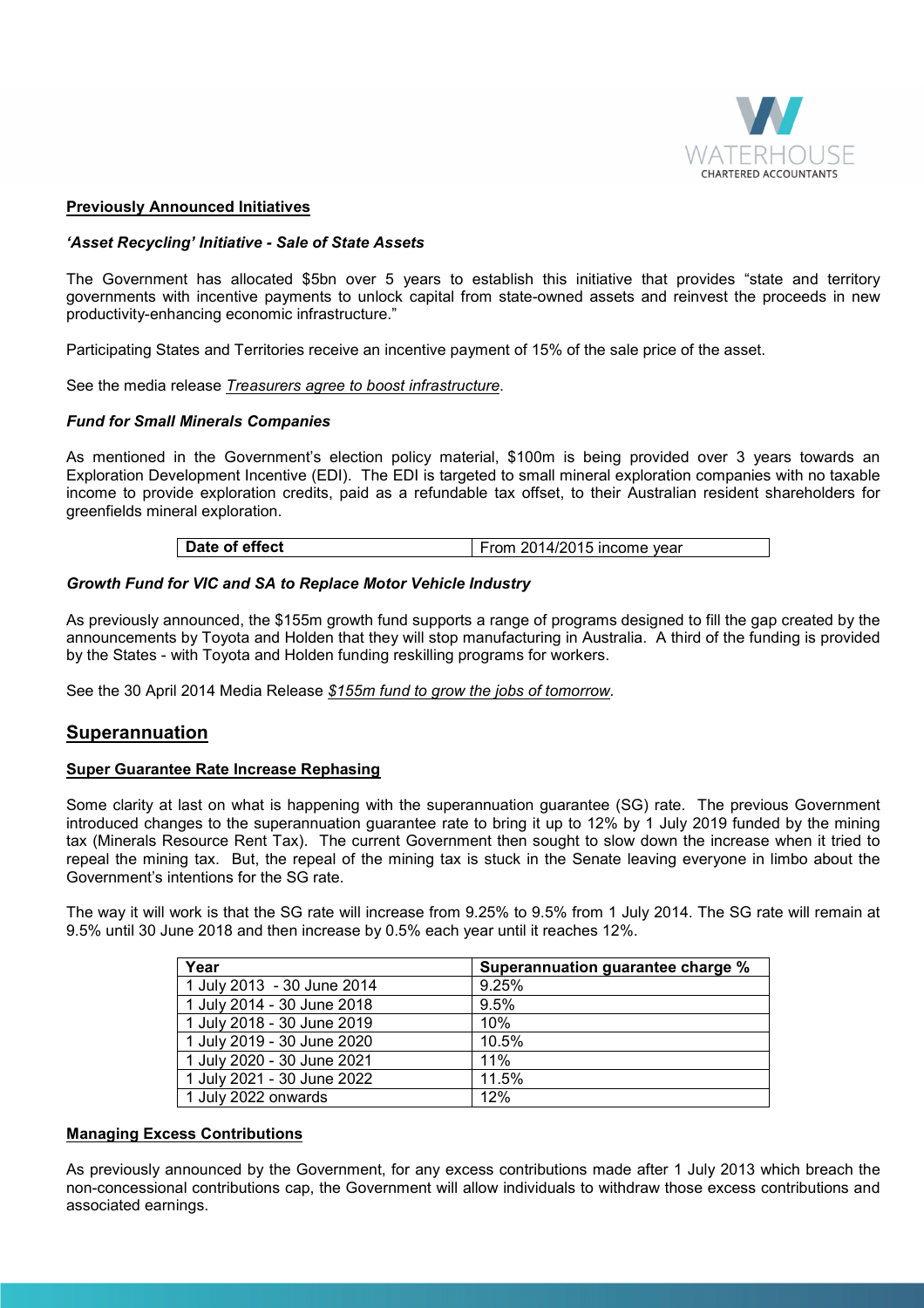**Previously Announced Initiatives**

***'Asset Recycling' Initiative - Sale of State Assets***

The Government has allocated $5bn over 5 years to establish this initiative that provides "state and territory governments with incentive payments to unlock capital from state-owned assets and reinvest the proceeds in new productivity-enhancing economic infrastructure."

Participating States and Territories receive an incentive payment of 15% of the sale price of the asset.

See the media release *Treasurers agree to boost infrastructure*.

***Fund for Small Minerals Companies***

As mentioned in the Government's election policy material, $100m is being provided over 3 years towards an Exploration Development Incentive (EDI). The EDI is targeted to small mineral exploration companies with no taxable income to provide exploration credits, paid as a refundable tax offset, to their Australian resident shareholders for greenfields mineral exploration.

| **Date of effect** | From 2014/2015 income year |
|---|---|

***Growth Fund for VIC and SA to Replace Motor Vehicle Industry***

As previously announced, the $155m growth fund supports a range of programs designed to fill the gap created by the announcements by Toyota and Holden that they will stop manufacturing in Australia. A third of the funding is provided by the States - with Toyota and Holden funding reskilling programs for workers.

See the 30 April 2014 Media Release *$155m fund to grow the jobs of tomorrow*.

## Superannuation

**Super Guarantee Rate Increase Rephasing**

Some clarity at last on what is happening with the superannuation guarantee (SG) rate. The previous Government introduced changes to the superannuation guarantee rate to bring it up to 12% by 1 July 2019 funded by the mining tax (Minerals Resource Rent Tax). The current Government then sought to slow down the increase when it tried to repeal the mining tax. But, the repeal of the mining tax is stuck in the Senate leaving everyone in limbo about the Government's intentions for the SG rate.

The way it will work is that the SG rate will increase from 9.25% to 9.5% from 1 July 2014. The SG rate will remain at 9.5% until 30 June 2018 and then increase by 0.5% each year until it reaches 12%.

| Year | Superannuation guarantee charge % |
|---|---|
| 1 July 2013 - 30 June 2014 | 9.25% |
| 1 July 2014 - 30 June 2018 | 9.5% |
| 1 July 2018 - 30 June 2019 | 10% |
| 1 July 2019 - 30 June 2020 | 10.5% |
| 1 July 2020 - 30 June 2021 | 11% |
| 1 July 2021 - 30 June 2022 | 11.5% |
| 1 July 2022 onwards | 12% |

**Managing Excess Contributions**

As previously announced by the Government, for any excess contributions made after 1 July 2013 which breach the non-concessional contributions cap, the Government will allow individuals to withdraw those excess contributions and associated earnings.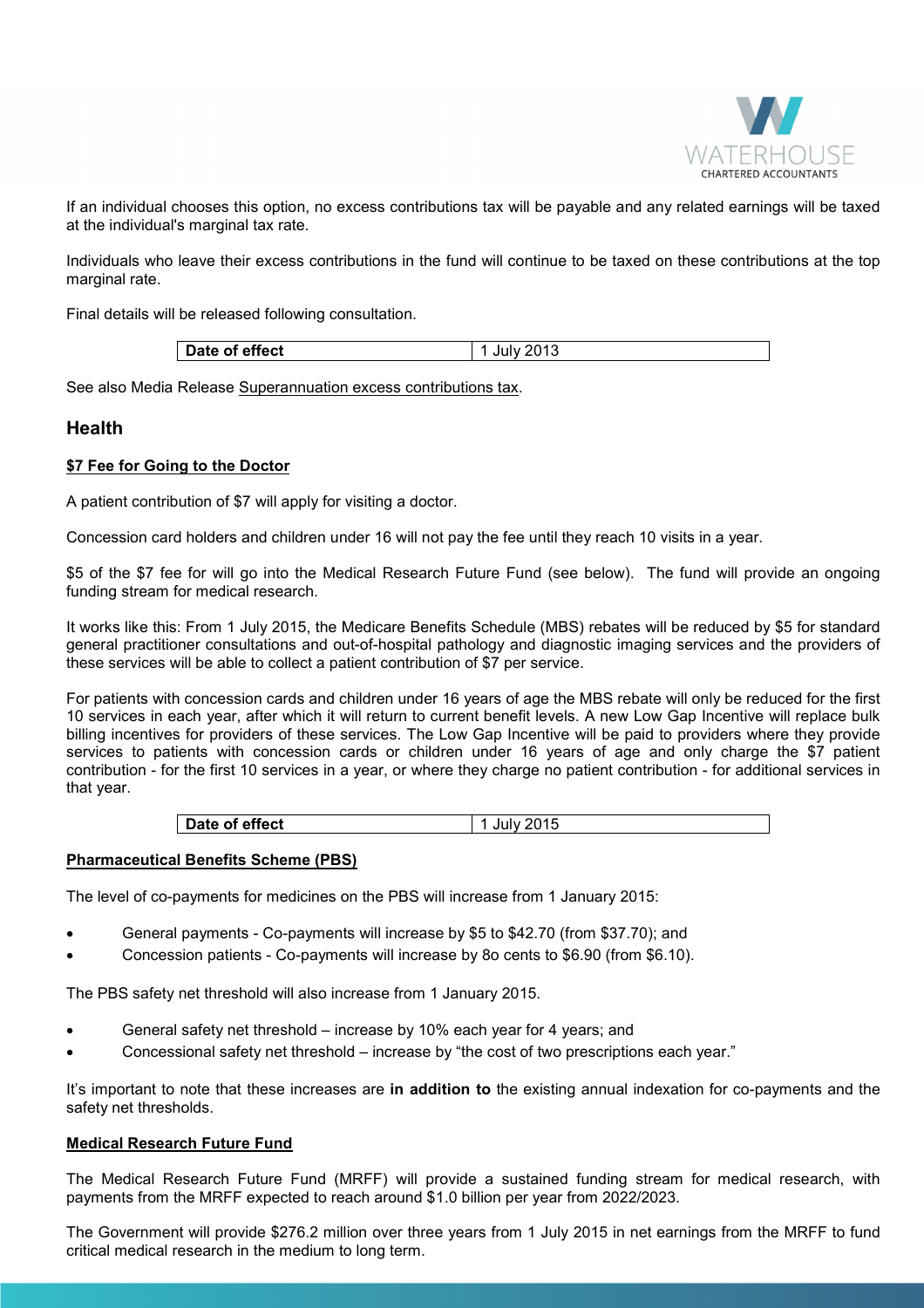If an individual chooses this option, no excess contributions tax will be payable and any related earnings will be taxed at the individual's marginal tax rate.

Individuals who leave their excess contributions in the fund will continue to be taxed on these contributions at the top marginal rate.

Final details will be released following consultation.

| Date of effect | 1 July 2013 |
| --- | --- |

See also Media Release Superannuation excess contributions tax.

## Health

**$7 Fee for Going to the Doctor**

A patient contribution of $7 will apply for visiting a doctor.

Concession card holders and children under 16 will not pay the fee until they reach 10 visits in a year.

$5 of the $7 fee for will go into the Medical Research Future Fund (see below). The fund will provide an ongoing funding stream for medical research.

It works like this: From 1 July 2015, the Medicare Benefits Schedule (MBS) rebates will be reduced by $5 for standard general practitioner consultations and out-of-hospital pathology and diagnostic imaging services and the providers of these services will be able to collect a patient contribution of $7 per service.

For patients with concession cards and children under 16 years of age the MBS rebate will only be reduced for the first 10 services in each year, after which it will return to current benefit levels. A new Low Gap Incentive will replace bulk billing incentives for providers of these services. The Low Gap Incentive will be paid to providers where they provide services to patients with concession cards or children under 16 years of age and only charge the $7 patient contribution - for the first 10 services in a year, or where they charge no patient contribution - for additional services in that year.

| Date of effect | 1 July 2015 |
| --- | --- |

**Pharmaceutical Benefits Scheme (PBS)**

The level of co-payments for medicines on the PBS will increase from 1 January 2015:

- General payments - Co-payments will increase by $5 to $42.70 (from $37.70); and
- Concession patients - Co-payments will increase by 8o cents to $6.90 (from $6.10).

The PBS safety net threshold will also increase from 1 January 2015.

- General safety net threshold – increase by 10% each year for 4 years; and
- Concessional safety net threshold – increase by "the cost of two prescriptions each year."

It's important to note that these increases are **in addition to** the existing annual indexation for co-payments and the safety net thresholds.

**Medical Research Future Fund**

The Medical Research Future Fund (MRFF) will provide a sustained funding stream for medical research, with payments from the MRFF expected to reach around $1.0 billion per year from 2022/2023.

The Government will provide $276.2 million over three years from 1 July 2015 in net earnings from the MRFF to fund critical medical research in the medium to long term.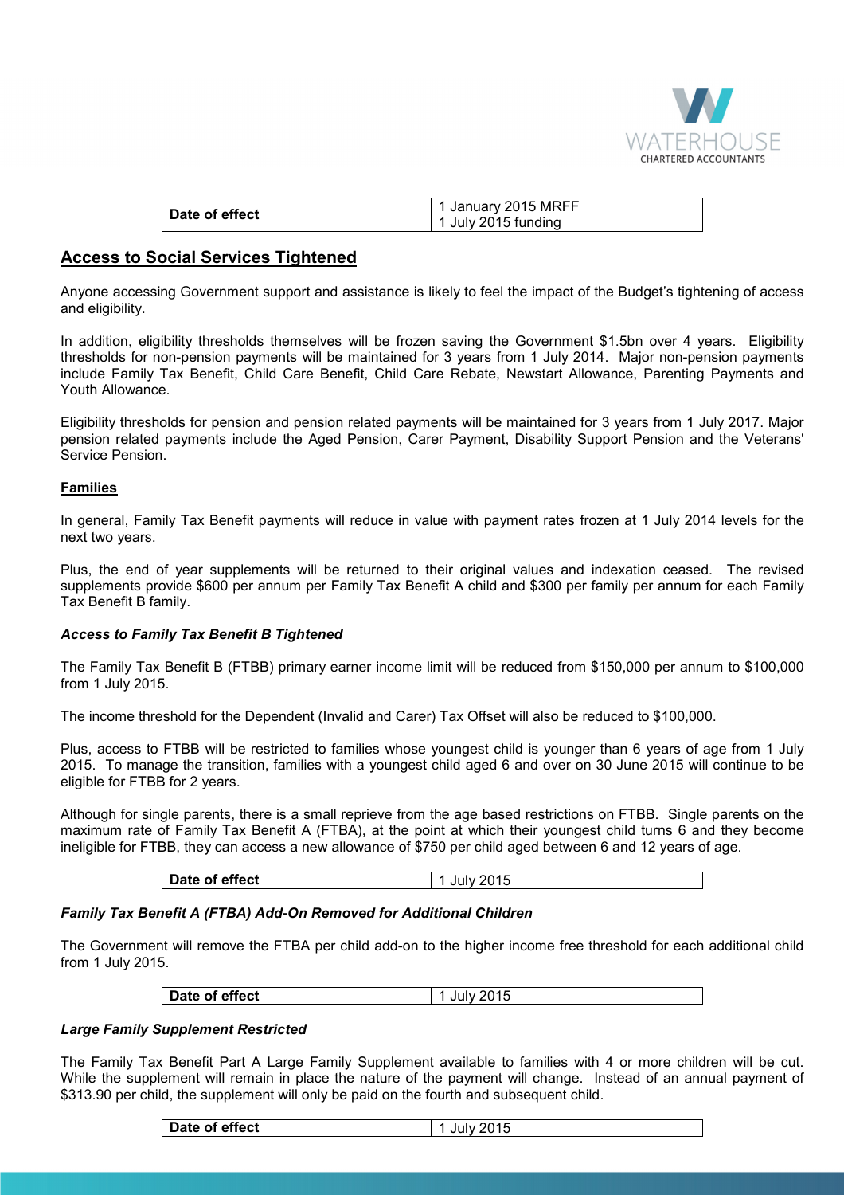| Date of effect | 1 January 2015 MRFF<br>1 July 2015 funding |
|---|---|

## Access to Social Services Tightened

Anyone accessing Government support and assistance is likely to feel the impact of the Budget's tightening of access and eligibility.

In addition, eligibility thresholds themselves will be frozen saving the Government $1.5bn over 4 years. Eligibility thresholds for non-pension payments will be maintained for 3 years from 1 July 2014. Major non-pension payments include Family Tax Benefit, Child Care Benefit, Child Care Rebate, Newstart Allowance, Parenting Payments and Youth Allowance.

Eligibility thresholds for pension and pension related payments will be maintained for 3 years from 1 July 2017. Major pension related payments include the Aged Pension, Carer Payment, Disability Support Pension and the Veterans' Service Pension.

### Families

In general, Family Tax Benefit payments will reduce in value with payment rates frozen at 1 July 2014 levels for the next two years.

Plus, the end of year supplements will be returned to their original values and indexation ceased. The revised supplements provide $600 per annum per Family Tax Benefit A child and $300 per family per annum for each Family Tax Benefit B family.

#### *Access to Family Tax Benefit B Tightened*

The Family Tax Benefit B (FTBB) primary earner income limit will be reduced from $150,000 per annum to $100,000 from 1 July 2015.

The income threshold for the Dependent (Invalid and Carer) Tax Offset will also be reduced to $100,000.

Plus, access to FTBB will be restricted to families whose youngest child is younger than 6 years of age from 1 July 2015. To manage the transition, families with a youngest child aged 6 and over on 30 June 2015 will continue to be eligible for FTBB for 2 years.

Although for single parents, there is a small reprieve from the age based restrictions on FTBB. Single parents on the maximum rate of Family Tax Benefit A (FTBA), at the point at which their youngest child turns 6 and they become ineligible for FTBB, they can access a new allowance of $750 per child aged between 6 and 12 years of age.

| Date of effect | 1 July 2015 |
|---|---|

#### *Family Tax Benefit A (FTBA) Add-On Removed for Additional Children*

The Government will remove the FTBA per child add-on to the higher income free threshold for each additional child from 1 July 2015.

| Date of effect | 1 July 2015 |
|---|---|

#### *Large Family Supplement Restricted*

The Family Tax Benefit Part A Large Family Supplement available to families with 4 or more children will be cut. While the supplement will remain in place the nature of the payment will change. Instead of an annual payment of $313.90 per child, the supplement will only be paid on the fourth and subsequent child.

| Date of effect | 1 July 2015 |
|---|---|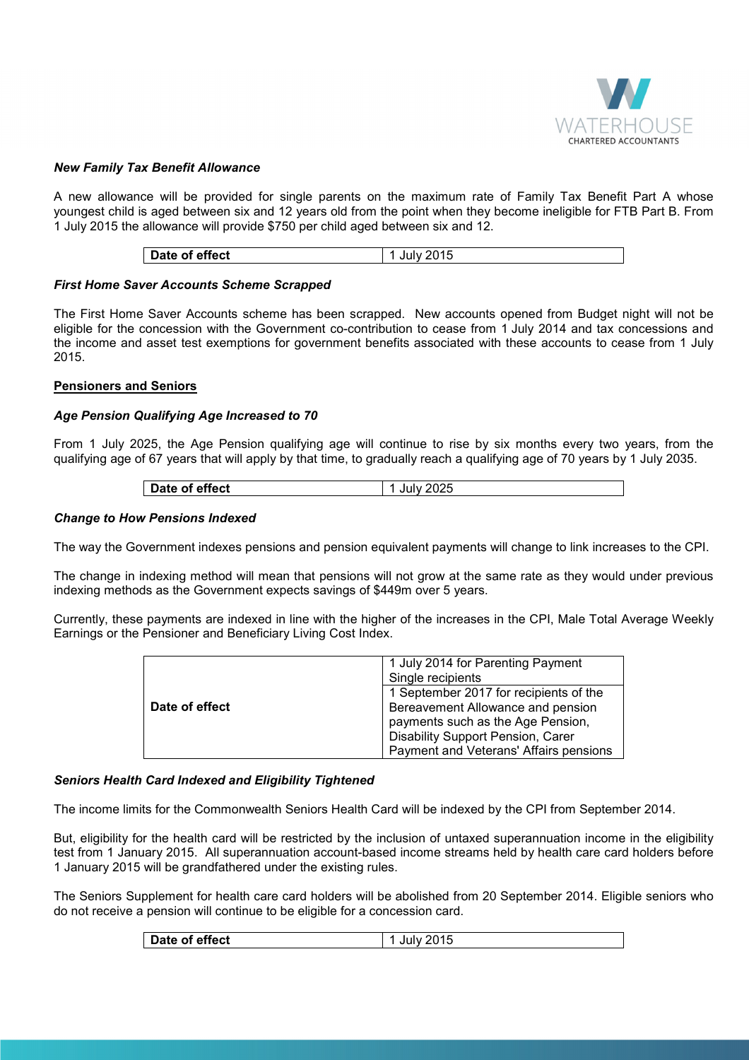### *New Family Tax Benefit Allowance*

A new allowance will be provided for single parents on the maximum rate of Family Tax Benefit Part A whose youngest child is aged between six and 12 years old from the point when they become ineligible for FTB Part B. From 1 July 2015 the allowance will provide $750 per child aged between six and 12.

| **Date of effect** | 1 July 2015 |
|---|---|

### *First Home Saver Accounts Scheme Scrapped*

The First Home Saver Accounts scheme has been scrapped. New accounts opened from Budget night will not be eligible for the concession with the Government co-contribution to cease from 1 July 2014 and tax concessions and the income and asset test exemptions for government benefits associated with these accounts to cease from 1 July 2015.

## Pensioners and Seniors

### *Age Pension Qualifying Age Increased to 70*

From 1 July 2025, the Age Pension qualifying age will continue to rise by six months every two years, from the qualifying age of 67 years that will apply by that time, to gradually reach a qualifying age of 70 years by 1 July 2035.

| **Date of effect** | 1 July 2025 |
|---|---|

### *Change to How Pensions Indexed*

The way the Government indexes pensions and pension equivalent payments will change to link increases to the CPI.

The change in indexing method will mean that pensions will not grow at the same rate as they would under previous indexing methods as the Government expects savings of $449m over 5 years.

Currently, these payments are indexed in line with the higher of the increases in the CPI, Male Total Average Weekly Earnings or the Pensioner and Beneficiary Living Cost Index.

| **Date of effect** | 1 July 2014 for Parenting Payment Single recipients |
|---|---|
| | 1 September 2017 for recipients of the Bereavement Allowance and pension payments such as the Age Pension, Disability Support Pension, Carer Payment and Veterans' Affairs pensions |

### *Seniors Health Card Indexed and Eligibility Tightened*

The income limits for the Commonwealth Seniors Health Card will be indexed by the CPI from September 2014.

But, eligibility for the health card will be restricted by the inclusion of untaxed superannuation income in the eligibility test from 1 January 2015. All superannuation account-based income streams held by health care card holders before 1 January 2015 will be grandfathered under the existing rules.

The Seniors Supplement for health care card holders will be abolished from 20 September 2014. Eligible seniors who do not receive a pension will continue to be eligible for a concession card.

| **Date of effect** | 1 July 2015 |
|---|---|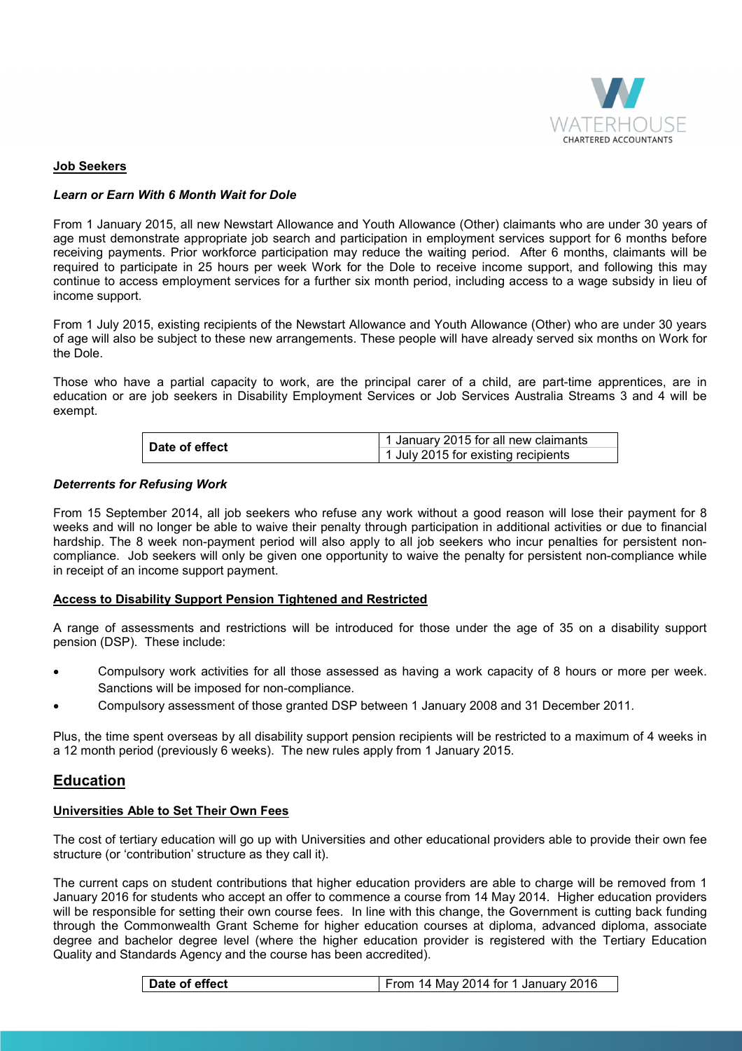**Job Seekers**

***Learn or Earn With 6 Month Wait for Dole***

From 1 January 2015, all new Newstart Allowance and Youth Allowance (Other) claimants who are under 30 years of age must demonstrate appropriate job search and participation in employment services support for 6 months before receiving payments. Prior workforce participation may reduce the waiting period. After 6 months, claimants will be required to participate in 25 hours per week Work for the Dole to receive income support, and following this may continue to access employment services for a further six month period, including access to a wage subsidy in lieu of income support.

From 1 July 2015, existing recipients of the Newstart Allowance and Youth Allowance (Other) who are under 30 years of age will also be subject to these new arrangements. These people will have already served six months on Work for the Dole.

Those who have a partial capacity to work, are the principal carer of a child, are part-time apprentices, are in education or are job seekers in Disability Employment Services or Job Services Australia Streams 3 and 4 will be exempt.

| **Date of effect** | 1 January 2015 for all new claimants |
|---|---|
| | 1 July 2015 for existing recipients |

***Deterrents for Refusing Work***

From 15 September 2014, all job seekers who refuse any work without a good reason will lose their payment for 8 weeks and will no longer be able to waive their penalty through participation in additional activities or due to financial hardship. The 8 week non-payment period will also apply to all job seekers who incur penalties for persistent non-compliance. Job seekers will only be given one opportunity to waive the penalty for persistent non-compliance while in receipt of an income support payment.

**Access to Disability Support Pension Tightened and Restricted**

A range of assessments and restrictions will be introduced for those under the age of 35 on a disability support pension (DSP). These include:

- Compulsory work activities for all those assessed as having a work capacity of 8 hours or more per week. Sanctions will be imposed for non-compliance.
- Compulsory assessment of those granted DSP between 1 January 2008 and 31 December 2011.

Plus, the time spent overseas by all disability support pension recipients will be restricted to a maximum of 4 weeks in a 12 month period (previously 6 weeks). The new rules apply from 1 January 2015.

## Education

**Universities Able to Set Their Own Fees**

The cost of tertiary education will go up with Universities and other educational providers able to provide their own fee structure (or 'contribution' structure as they call it).

The current caps on student contributions that higher education providers are able to charge will be removed from 1 January 2016 for students who accept an offer to commence a course from 14 May 2014. Higher education providers will be responsible for setting their own course fees. In line with this change, the Government is cutting back funding through the Commonwealth Grant Scheme for higher education courses at diploma, advanced diploma, associate degree and bachelor degree level (where the higher education provider is registered with the Tertiary Education Quality and Standards Agency and the course has been accredited).

| **Date of effect** | From 14 May 2014 for 1 January 2016 |
|---|---|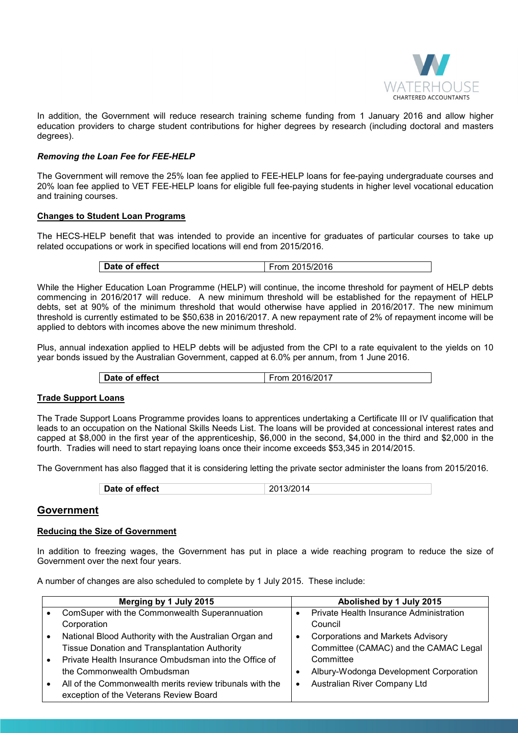In addition, the Government will reduce research training scheme funding from 1 January 2016 and allow higher education providers to charge student contributions for higher degrees by research (including doctoral and masters degrees).

***Removing the Loan Fee for FEE-HELP***

The Government will remove the 25% loan fee applied to FEE-HELP loans for fee-paying undergraduate courses and 20% loan fee applied to VET FEE-HELP loans for eligible full fee-paying students in higher level vocational education and training courses.

**Changes to Student Loan Programs**

The HECS-HELP benefit that was intended to provide an incentive for graduates of particular courses to take up related occupations or work in specified locations will end from 2015/2016.

| **Date of effect** | From 2015/2016 |
|---|---|

While the Higher Education Loan Programme (HELP) will continue, the income threshold for payment of HELP debts commencing in 2016/2017 will reduce. A new minimum threshold will be established for the repayment of HELP debts, set at 90% of the minimum threshold that would otherwise have applied in 2016/2017. The new minimum threshold is currently estimated to be $50,638 in 2016/2017. A new repayment rate of 2% of repayment income will be applied to debtors with incomes above the new minimum threshold.

Plus, annual indexation applied to HELP debts will be adjusted from the CPI to a rate equivalent to the yields on 10 year bonds issued by the Australian Government, capped at 6.0% per annum, from 1 June 2016.

| **Date of effect** | From 2016/2017 |
|---|---|

**Trade Support Loans**

The Trade Support Loans Programme provides loans to apprentices undertaking a Certificate III or IV qualification that leads to an occupation on the National Skills Needs List. The loans will be provided at concessional interest rates and capped at $8,000 in the first year of the apprenticeship, $6,000 in the second, $4,000 in the third and $2,000 in the fourth. Tradies will need to start repaying loans once their income exceeds $53,345 in 2014/2015.

The Government has also flagged that it is considering letting the private sector administer the loans from 2015/2016.

| **Date of effect** | 2013/2014 |
|---|---|

## Government

**Reducing the Size of Government**

In addition to freezing wages, the Government has put in place a wide reaching program to reduce the size of Government over the next four years.

A number of changes are also scheduled to complete by 1 July 2015. These include:

| Merging by 1 July 2015 | Abolished by 1 July 2015 |
|---|---|
| • ComSuper with the Commonwealth Superannuation Corporation<br>• National Blood Authority with the Australian Organ and Tissue Donation and Transplantation Authority<br>• Private Health Insurance Ombudsman into the Office of the Commonwealth Ombudsman<br>• All of the Commonwealth merits review tribunals with the exception of the Veterans Review Board | • Private Health Insurance Administration Council<br>• Corporations and Markets Advisory Committee (CAMAC) and the CAMAC Legal Committee<br>• Albury-Wodonga Development Corporation<br>• Australian River Company Ltd |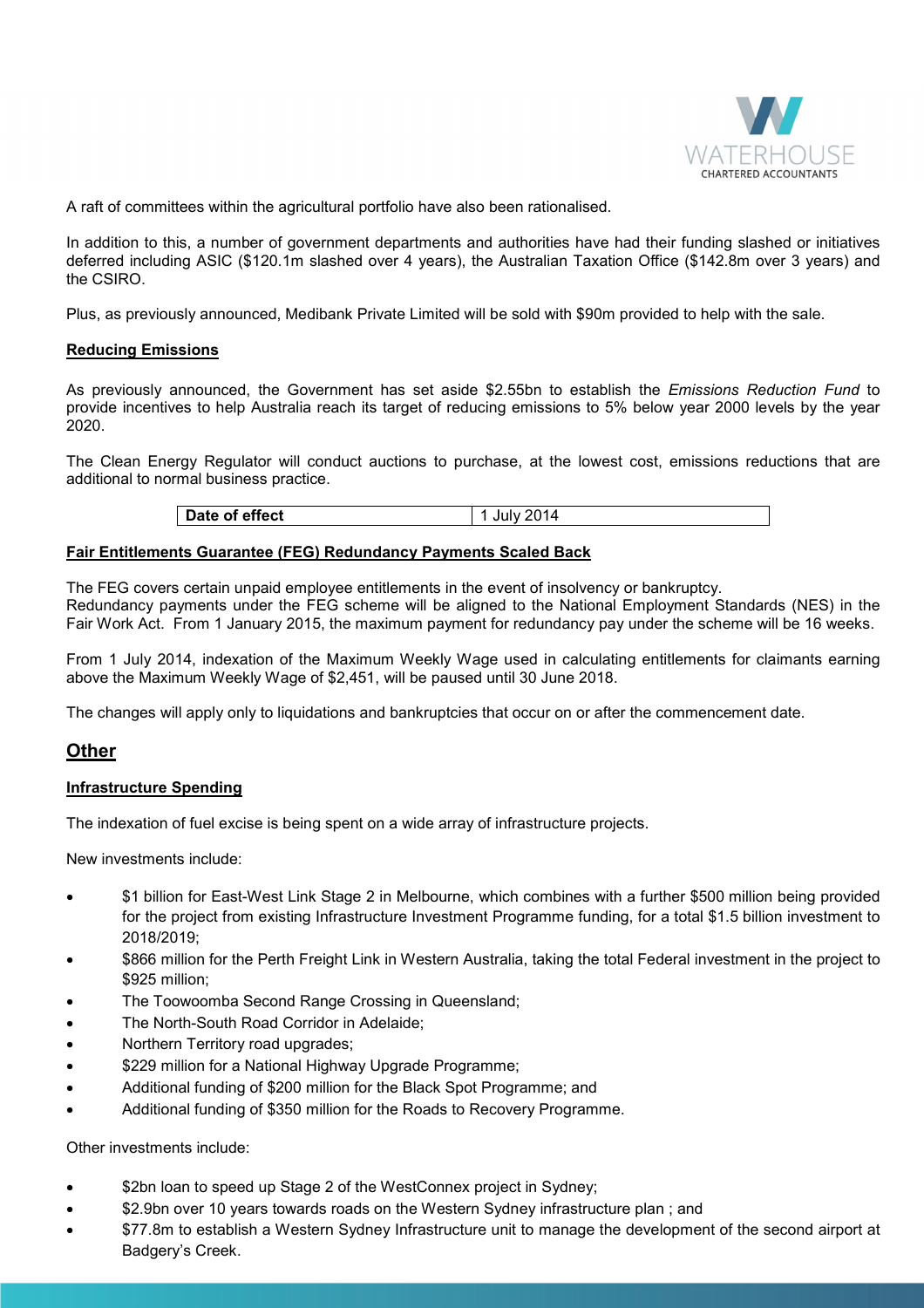A raft of committees within the agricultural portfolio have also been rationalised.

In addition to this, a number of government departments and authorities have had their funding slashed or initiatives deferred including ASIC ($120.1m slashed over 4 years), the Australian Taxation Office ($142.8m over 3 years) and the CSIRO.

Plus, as previously announced, Medibank Private Limited will be sold with $90m provided to help with the sale.

**Reducing Emissions**

As previously announced, the Government has set aside $2.55bn to establish the *Emissions Reduction Fund* to provide incentives to help Australia reach its target of reducing emissions to 5% below year 2000 levels by the year 2020.

The Clean Energy Regulator will conduct auctions to purchase, at the lowest cost, emissions reductions that are additional to normal business practice.

| **Date of effect** | 1 July 2014 |
|---|---|

**Fair Entitlements Guarantee (FEG) Redundancy Payments Scaled Back**

The FEG covers certain unpaid employee entitlements in the event of insolvency or bankruptcy.
Redundancy payments under the FEG scheme will be aligned to the National Employment Standards (NES) in the Fair Work Act. From 1 January 2015, the maximum payment for redundancy pay under the scheme will be 16 weeks.

From 1 July 2014, indexation of the Maximum Weekly Wage used in calculating entitlements for claimants earning above the Maximum Weekly Wage of $2,451, will be paused until 30 June 2018.

The changes will apply only to liquidations and bankruptcies that occur on or after the commencement date.

## Other

**Infrastructure Spending**

The indexation of fuel excise is being spent on a wide array of infrastructure projects.

New investments include:

- $1 billion for East-West Link Stage 2 in Melbourne, which combines with a further $500 million being provided for the project from existing Infrastructure Investment Programme funding, for a total $1.5 billion investment to 2018/2019;
- $866 million for the Perth Freight Link in Western Australia, taking the total Federal investment in the project to $925 million;
- The Toowoomba Second Range Crossing in Queensland;
- The North-South Road Corridor in Adelaide;
- Northern Territory road upgrades;
- $229 million for a National Highway Upgrade Programme;
- Additional funding of $200 million for the Black Spot Programme; and
- Additional funding of $350 million for the Roads to Recovery Programme.

Other investments include:

- $2bn loan to speed up Stage 2 of the WestConnex project in Sydney;
- $2.9bn over 10 years towards roads on the Western Sydney infrastructure plan ; and
- $77.8m to establish a Western Sydney Infrastructure unit to manage the development of the second airport at Badgery's Creek.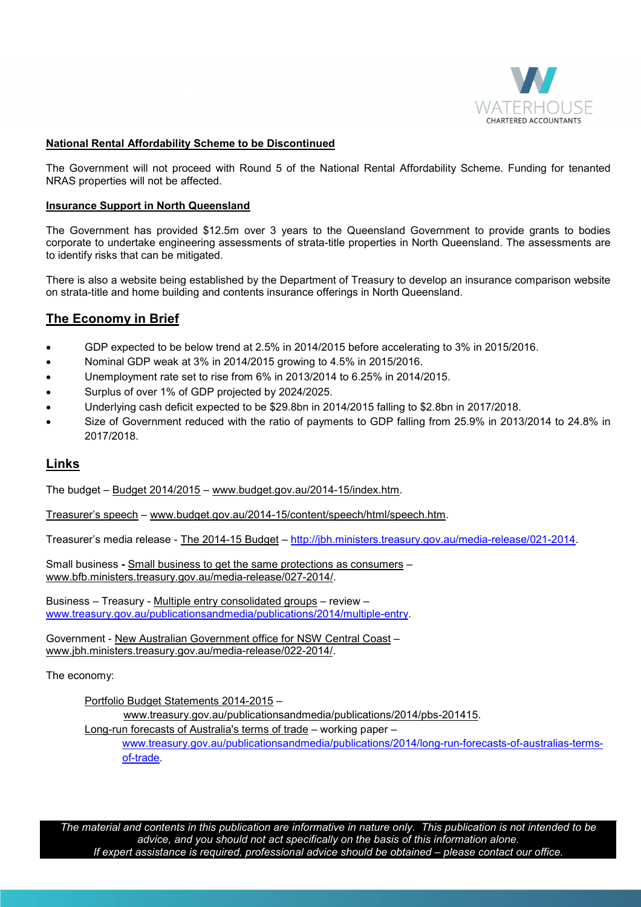**National Rental Affordability Scheme to be Discontinued**

The Government will not proceed with Round 5 of the National Rental Affordability Scheme. Funding for tenanted NRAS properties will not be affected.

**Insurance Support in North Queensland**

The Government has provided $12.5m over 3 years to the Queensland Government to provide grants to bodies corporate to undertake engineering assessments of strata-title properties in North Queensland. The assessments are to identify risks that can be mitigated.

There is also a website being established by the Department of Treasury to develop an insurance comparison website on strata-title and home building and contents insurance offerings in North Queensland.

## The Economy in Brief

- GDP expected to be below trend at 2.5% in 2014/2015 before accelerating to 3% in 2015/2016.
- Nominal GDP weak at 3% in 2014/2015 growing to 4.5% in 2015/2016.
- Unemployment rate set to rise from 6% in 2013/2014 to 6.25% in 2014/2015.
- Surplus of over 1% of GDP projected by 2024/2025.
- Underlying cash deficit expected to be $29.8bn in 2014/2015 falling to $2.8bn in 2017/2018.
- Size of Government reduced with the ratio of payments to GDP falling from 25.9% in 2013/2014 to 24.8% in 2017/2018.

## Links

The budget – Budget 2014/2015 – www.budget.gov.au/2014-15/index.htm.

Treasurer's speech – www.budget.gov.au/2014-15/content/speech/html/speech.htm.

Treasurer's media release - The 2014-15 Budget – http://jbh.ministers.treasury.gov.au/media-release/021-2014.

Small business **-** Small business to get the same protections as consumers – www.bfb.ministers.treasury.gov.au/media-release/027-2014/.

Business – Treasury - Multiple entry consolidated groups – review – www.treasury.gov.au/publicationsandmedia/publications/2014/multiple-entry.

Government - New Australian Government office for NSW Central Coast – www.jbh.ministers.treasury.gov.au/media-release/022-2014/.

The economy:

Portfolio Budget Statements 2014-2015 –
www.treasury.gov.au/publicationsandmedia/publications/2014/pbs-201415.

Long-run forecasts of Australia's terms of trade – working paper –
www.treasury.gov.au/publicationsandmedia/publications/2014/long-run-forecasts-of-australias-terms-of-trade.

*The material and contents in this publication are informative in nature only. This publication is not intended to be advice, and you should not act specifically on the basis of this information alone. If expert assistance is required, professional advice should be obtained – please contact our office.*